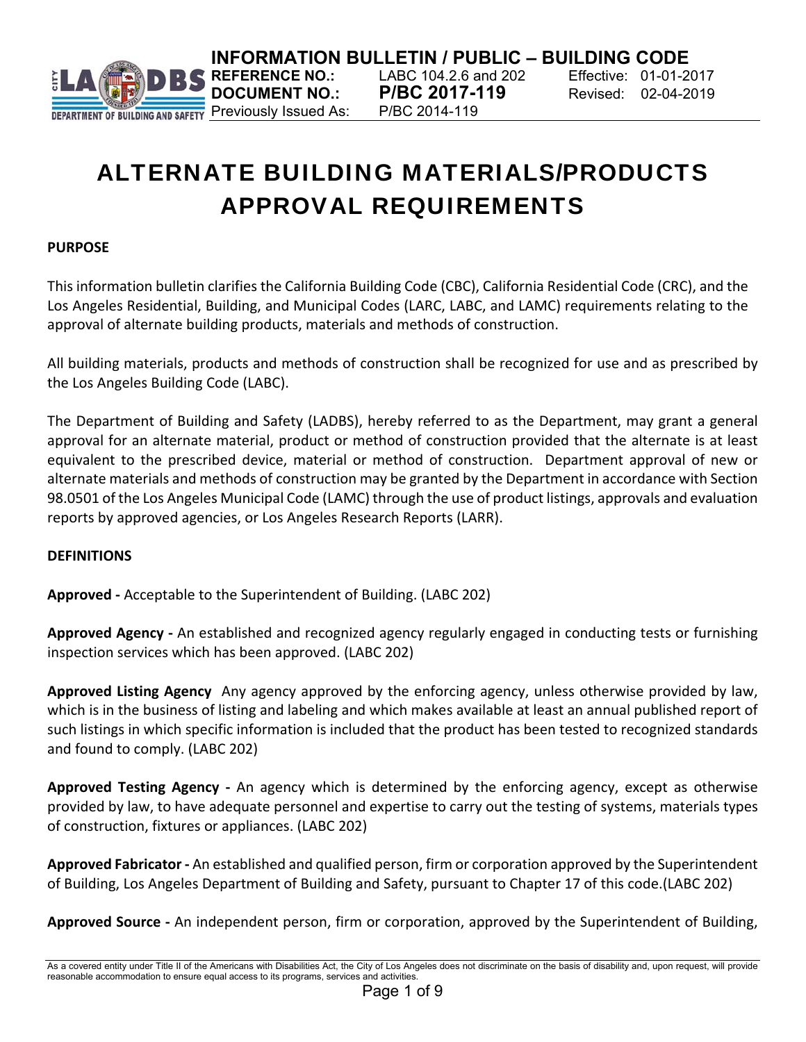**INFORMATION BULLETIN / PUBLIC – BUILDING CODE**

| | | |
|---|---|---|
| **REFERENCE NO.:** | LABC 104.2.6 and 202 | Effective: 01-01-2017 |
| **DOCUMENT NO.:** | **P/BC 2017-119** | Revised: 02-04-2019 |
| Previously Issued As: | P/BC 2014-119 | |

# ALTERNATE BUILDING MATERIALS/PRODUCTS APPROVAL REQUIREMENTS

**PURPOSE**

This information bulletin clarifies the California Building Code (CBC), California Residential Code (CRC), and the Los Angeles Residential, Building, and Municipal Codes (LARC, LABC, and LAMC) requirements relating to the approval of alternate building products, materials and methods of construction.

All building materials, products and methods of construction shall be recognized for use and as prescribed by the Los Angeles Building Code (LABC).

The Department of Building and Safety (LADBS), hereby referred to as the Department, may grant a general approval for an alternate material, product or method of construction provided that the alternate is at least equivalent to the prescribed device, material or method of construction. Department approval of new or alternate materials and methods of construction may be granted by the Department in accordance with Section 98.0501 of the Los Angeles Municipal Code (LAMC) through the use of product listings, approvals and evaluation reports by approved agencies, or Los Angeles Research Reports (LARR).

**DEFINITIONS**

**Approved -** Acceptable to the Superintendent of Building. (LABC 202)

**Approved Agency -** An established and recognized agency regularly engaged in conducting tests or furnishing inspection services which has been approved. (LABC 202)

**Approved Listing Agency** Any agency approved by the enforcing agency, unless otherwise provided by law, which is in the business of listing and labeling and which makes available at least an annual published report of such listings in which specific information is included that the product has been tested to recognized standards and found to comply. (LABC 202)

**Approved Testing Agency -** An agency which is determined by the enforcing agency, except as otherwise provided by law, to have adequate personnel and expertise to carry out the testing of systems, materials types of construction, fixtures or appliances. (LABC 202)

**Approved Fabricator -** An established and qualified person, firm or corporation approved by the Superintendent of Building, Los Angeles Department of Building and Safety, pursuant to Chapter 17 of this code.(LABC 202)

**Approved Source -** An independent person, firm or corporation, approved by the Superintendent of Building,

As a covered entity under Title II of the Americans with Disabilities Act, the City of Los Angeles does not discriminate on the basis of disability and, upon request, will provide reasonable accommodation to ensure equal access to its programs, services and activities.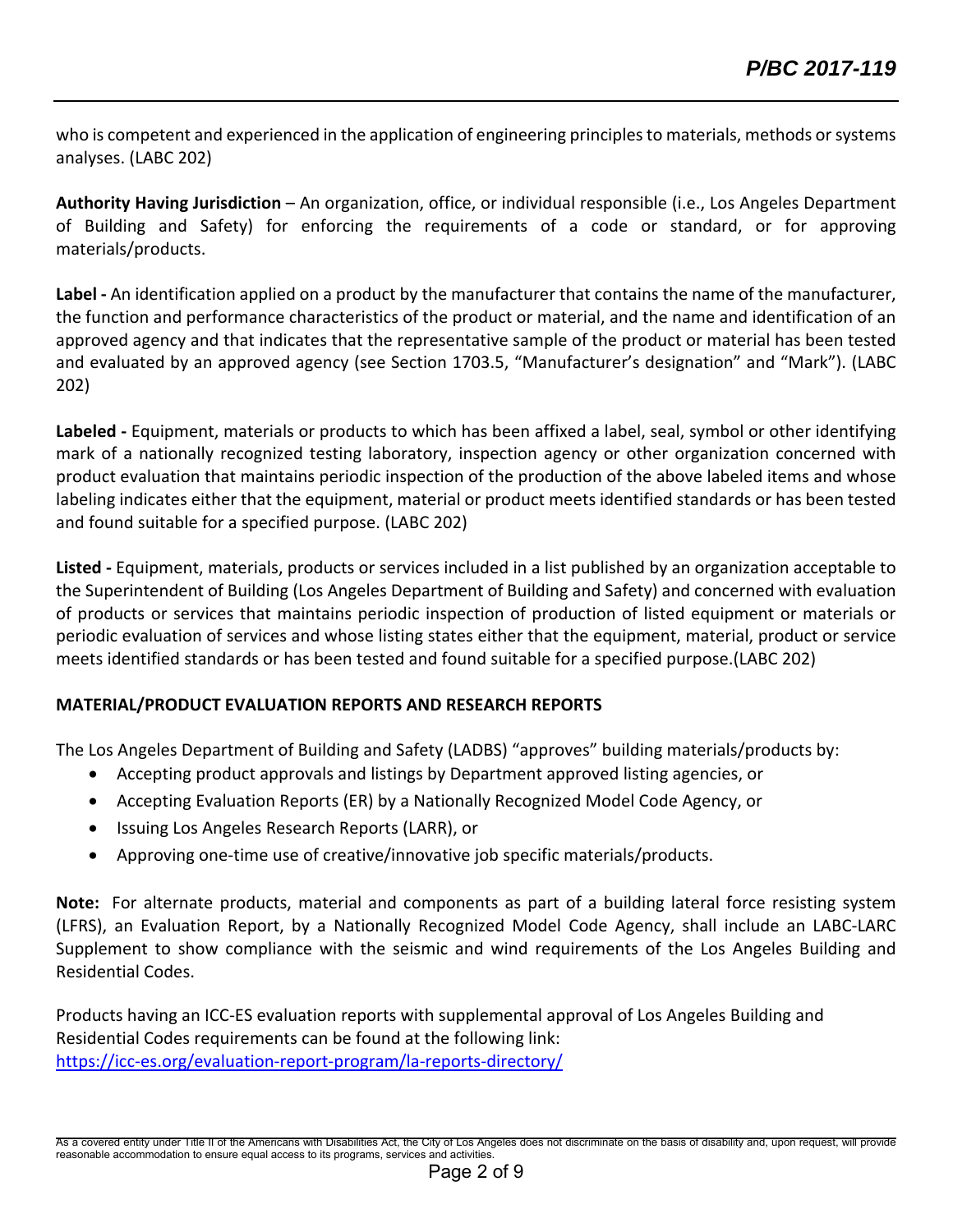who is competent and experienced in the application of engineering principles to materials, methods or systems analyses. (LABC 202)

**Authority Having Jurisdiction** – An organization, office, or individual responsible (i.e., Los Angeles Department of Building and Safety) for enforcing the requirements of a code or standard, or for approving materials/products.

**Label -** An identification applied on a product by the manufacturer that contains the name of the manufacturer, the function and performance characteristics of the product or material, and the name and identification of an approved agency and that indicates that the representative sample of the product or material has been tested and evaluated by an approved agency (see Section 1703.5, "Manufacturer's designation" and "Mark"). (LABC 202)

**Labeled -** Equipment, materials or products to which has been affixed a label, seal, symbol or other identifying mark of a nationally recognized testing laboratory, inspection agency or other organization concerned with product evaluation that maintains periodic inspection of the production of the above labeled items and whose labeling indicates either that the equipment, material or product meets identified standards or has been tested and found suitable for a specified purpose. (LABC 202)

**Listed -** Equipment, materials, products or services included in a list published by an organization acceptable to the Superintendent of Building (Los Angeles Department of Building and Safety) and concerned with evaluation of products or services that maintains periodic inspection of production of listed equipment or materials or periodic evaluation of services and whose listing states either that the equipment, material, product or service meets identified standards or has been tested and found suitable for a specified purpose.(LABC 202)

**MATERIAL/PRODUCT EVALUATION REPORTS AND RESEARCH REPORTS**

The Los Angeles Department of Building and Safety (LADBS) "approves" building materials/products by:

- Accepting product approvals and listings by Department approved listing agencies, or
- Accepting Evaluation Reports (ER) by a Nationally Recognized Model Code Agency, or
- Issuing Los Angeles Research Reports (LARR), or
- Approving one-time use of creative/innovative job specific materials/products.

**Note:** For alternate products, material and components as part of a building lateral force resisting system (LFRS), an Evaluation Report, by a Nationally Recognized Model Code Agency, shall include an LABC-LARC Supplement to show compliance with the seismic and wind requirements of the Los Angeles Building and Residential Codes.

Products having an ICC-ES evaluation reports with supplemental approval of Los Angeles Building and Residential Codes requirements can be found at the following link:
https://icc-es.org/evaluation-report-program/la-reports-directory/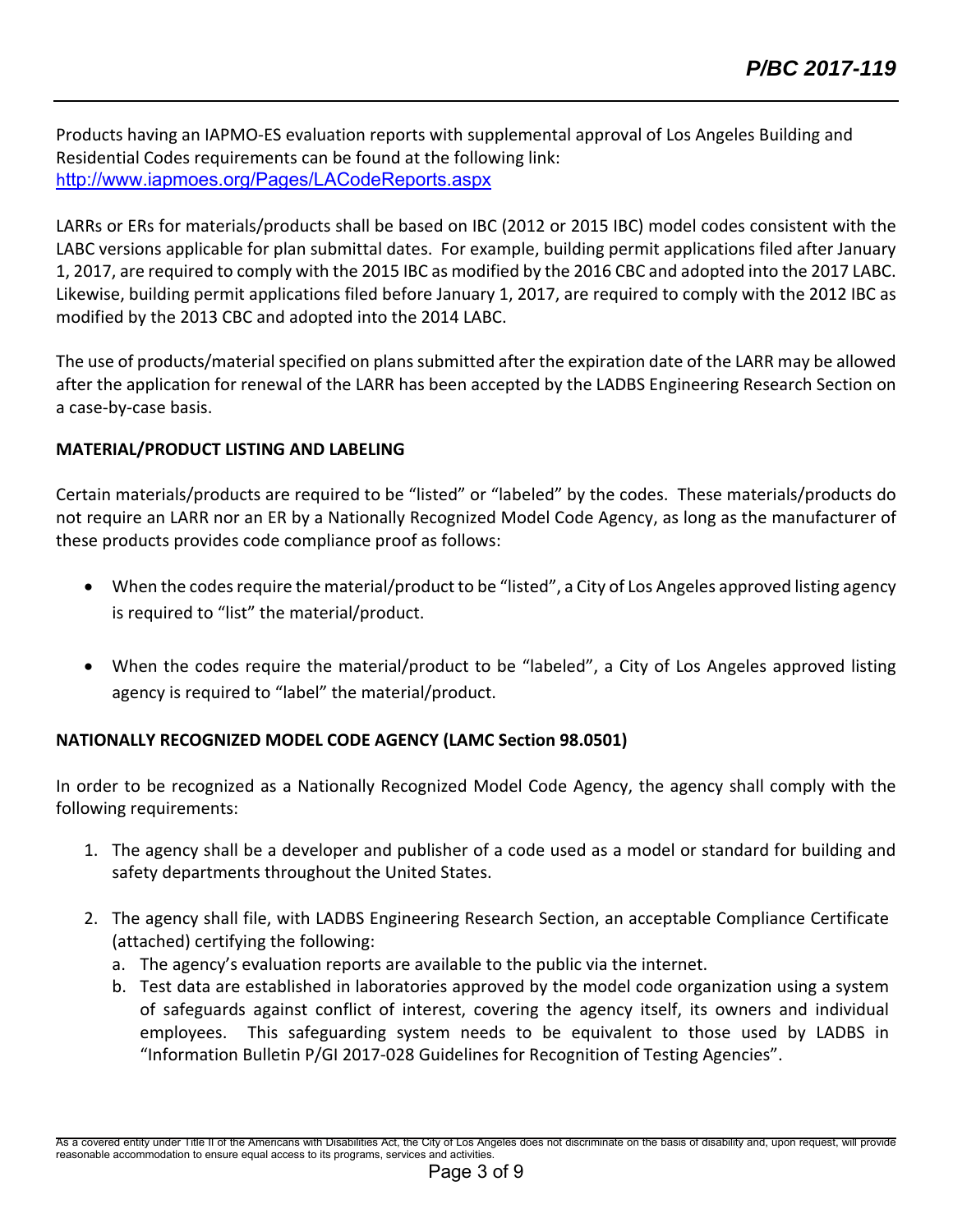Products having an IAPMO-ES evaluation reports with supplemental approval of Los Angeles Building and Residential Codes requirements can be found at the following link:
http://www.iapmoes.org/Pages/LACodeReports.aspx

LARRs or ERs for materials/products shall be based on IBC (2012 or 2015 IBC) model codes consistent with the LABC versions applicable for plan submittal dates. For example, building permit applications filed after January 1, 2017, are required to comply with the 2015 IBC as modified by the 2016 CBC and adopted into the 2017 LABC. Likewise, building permit applications filed before January 1, 2017, are required to comply with the 2012 IBC as modified by the 2013 CBC and adopted into the 2014 LABC.

The use of products/material specified on plans submitted after the expiration date of the LARR may be allowed after the application for renewal of the LARR has been accepted by the LADBS Engineering Research Section on a case-by-case basis.

**MATERIAL/PRODUCT LISTING AND LABELING**

Certain materials/products are required to be "listed" or "labeled" by the codes. These materials/products do not require an LARR nor an ER by a Nationally Recognized Model Code Agency, as long as the manufacturer of these products provides code compliance proof as follows:

- When the codes require the material/product to be "listed", a City of Los Angeles approved listing agency is required to "list" the material/product.
- When the codes require the material/product to be "labeled", a City of Los Angeles approved listing agency is required to "label" the material/product.

**NATIONALLY RECOGNIZED MODEL CODE AGENCY (LAMC Section 98.0501)**

In order to be recognized as a Nationally Recognized Model Code Agency, the agency shall comply with the following requirements:

1. The agency shall be a developer and publisher of a code used as a model or standard for building and safety departments throughout the United States.
2. The agency shall file, with LADBS Engineering Research Section, an acceptable Compliance Certificate (attached) certifying the following:
   a. The agency's evaluation reports are available to the public via the internet.
   b. Test data are established in laboratories approved by the model code organization using a system of safeguards against conflict of interest, covering the agency itself, its owners and individual employees. This safeguarding system needs to be equivalent to those used by LADBS in "Information Bulletin P/GI 2017-028 Guidelines for Recognition of Testing Agencies".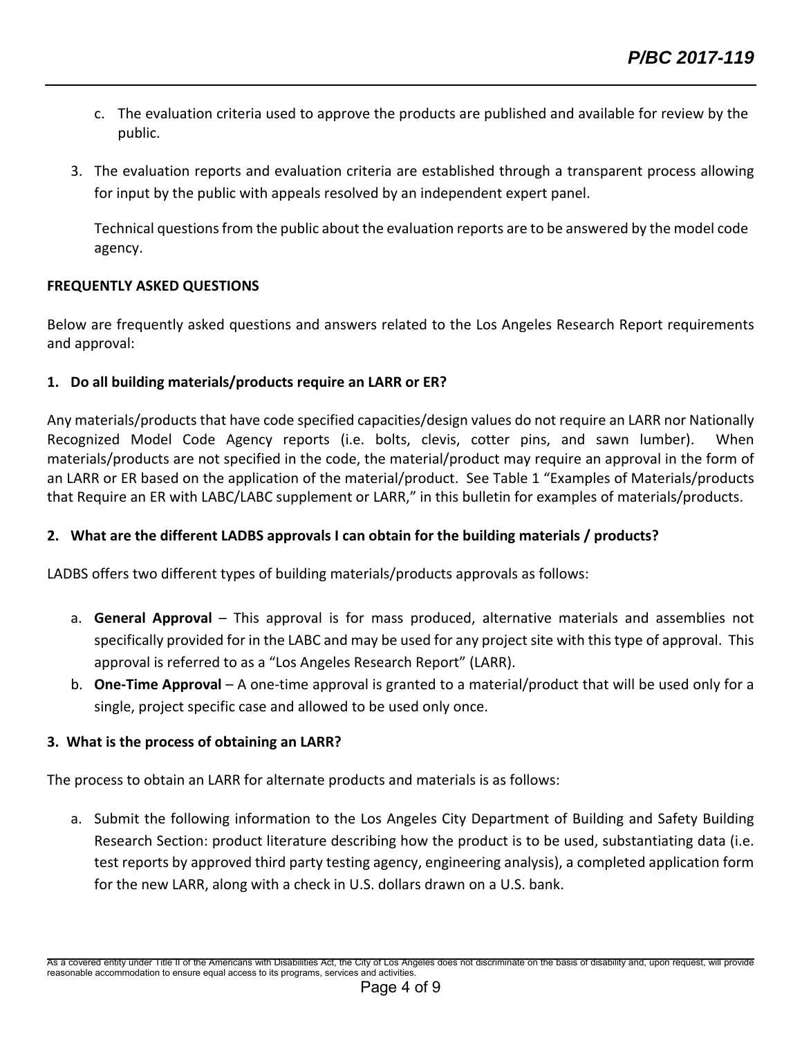c. The evaluation criteria used to approve the products are published and available for review by the public.

3. The evaluation reports and evaluation criteria are established through a transparent process allowing for input by the public with appeals resolved by an independent expert panel.

   Technical questions from the public about the evaluation reports are to be answered by the model code agency.

**FREQUENTLY ASKED QUESTIONS**

Below are frequently asked questions and answers related to the Los Angeles Research Report requirements and approval:

**1. Do all building materials/products require an LARR or ER?**

Any materials/products that have code specified capacities/design values do not require an LARR nor Nationally Recognized Model Code Agency reports (i.e. bolts, clevis, cotter pins, and sawn lumber). When materials/products are not specified in the code, the material/product may require an approval in the form of an LARR or ER based on the application of the material/product. See Table 1 "Examples of Materials/products that Require an ER with LABC/LABC supplement or LARR," in this bulletin for examples of materials/products.

**2. What are the different LADBS approvals I can obtain for the building materials / products?**

LADBS offers two different types of building materials/products approvals as follows:

a. **General Approval** – This approval is for mass produced, alternative materials and assemblies not specifically provided for in the LABC and may be used for any project site with this type of approval. This approval is referred to as a "Los Angeles Research Report" (LARR).
b. **One-Time Approval** – A one-time approval is granted to a material/product that will be used only for a single, project specific case and allowed to be used only once.

**3. What is the process of obtaining an LARR?**

The process to obtain an LARR for alternate products and materials is as follows:

a. Submit the following information to the Los Angeles City Department of Building and Safety Building Research Section: product literature describing how the product is to be used, substantiating data (i.e. test reports by approved third party testing agency, engineering analysis), a completed application form for the new LARR, along with a check in U.S. dollars drawn on a U.S. bank.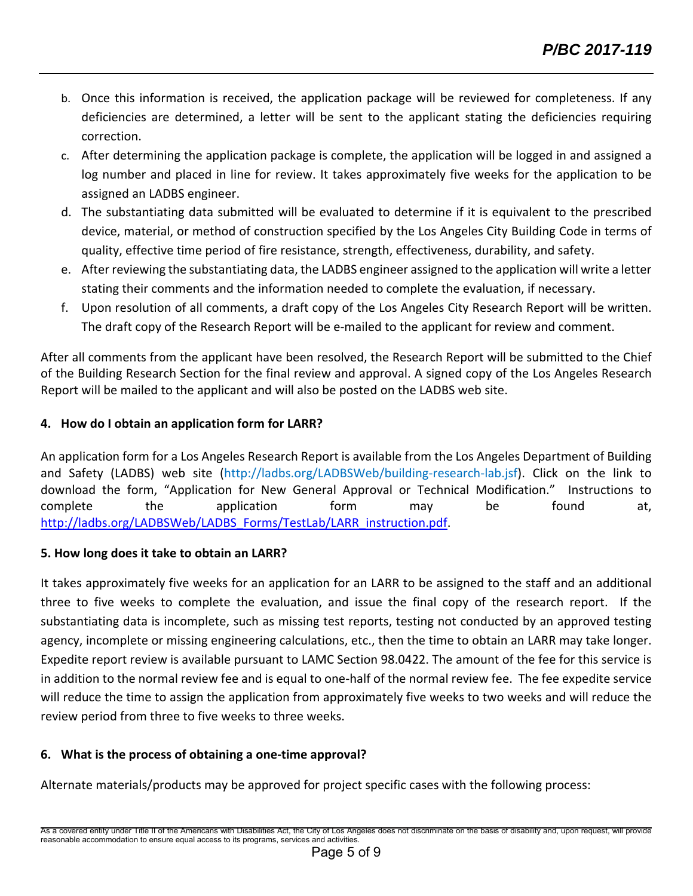b. Once this information is received, the application package will be reviewed for completeness. If any deficiencies are determined, a letter will be sent to the applicant stating the deficiencies requiring correction.
c. After determining the application package is complete, the application will be logged in and assigned a log number and placed in line for review. It takes approximately five weeks for the application to be assigned an LADBS engineer.
d. The substantiating data submitted will be evaluated to determine if it is equivalent to the prescribed device, material, or method of construction specified by the Los Angeles City Building Code in terms of quality, effective time period of fire resistance, strength, effectiveness, durability, and safety.
e. After reviewing the substantiating data, the LADBS engineer assigned to the application will write a letter stating their comments and the information needed to complete the evaluation, if necessary.
f. Upon resolution of all comments, a draft copy of the Los Angeles City Research Report will be written. The draft copy of the Research Report will be e-mailed to the applicant for review and comment.

After all comments from the applicant have been resolved, the Research Report will be submitted to the Chief of the Building Research Section for the final review and approval. A signed copy of the Los Angeles Research Report will be mailed to the applicant and will also be posted on the LADBS web site.

**4. How do I obtain an application form for LARR?**

An application form for a Los Angeles Research Report is available from the Los Angeles Department of Building and Safety (LADBS) web site (http://ladbs.org/LADBSWeb/building-research-lab.jsf). Click on the link to download the form, "Application for New General Approval or Technical Modification." Instructions to complete the application form may be found at, http://ladbs.org/LADBSWeb/LADBS_Forms/TestLab/LARR_instruction.pdf.

**5. How long does it take to obtain an LARR?**

It takes approximately five weeks for an application for an LARR to be assigned to the staff and an additional three to five weeks to complete the evaluation, and issue the final copy of the research report. If the substantiating data is incomplete, such as missing test reports, testing not conducted by an approved testing agency, incomplete or missing engineering calculations, etc., then the time to obtain an LARR may take longer. Expedite report review is available pursuant to LAMC Section 98.0422. The amount of the fee for this service is in addition to the normal review fee and is equal to one-half of the normal review fee. The fee expedite service will reduce the time to assign the application from approximately five weeks to two weeks and will reduce the review period from three to five weeks to three weeks.

**6. What is the process of obtaining a one-time approval?**

Alternate materials/products may be approved for project specific cases with the following process: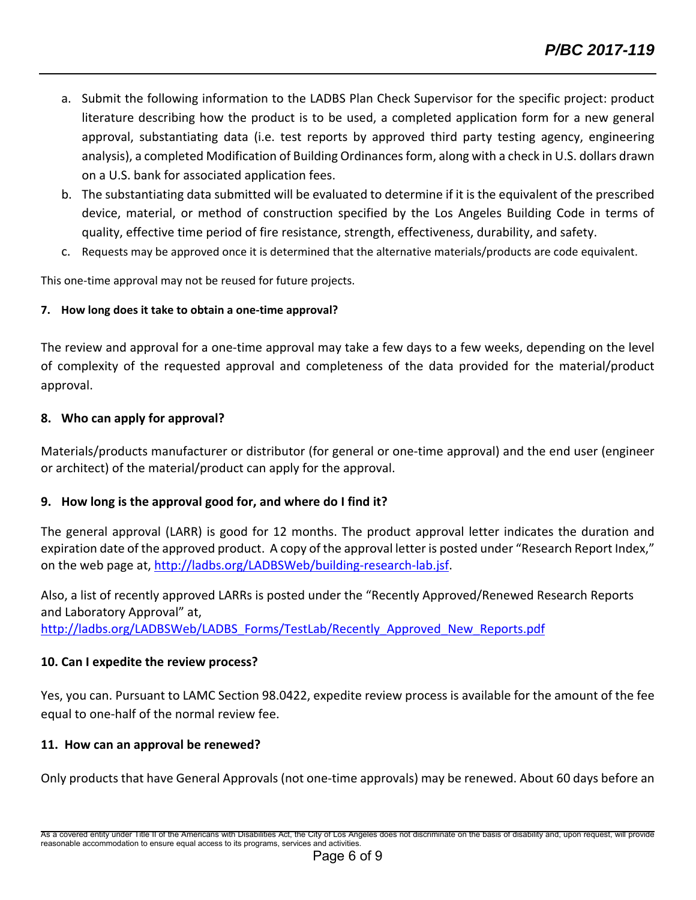a. Submit the following information to the LADBS Plan Check Supervisor for the specific project: product literature describing how the product is to be used, a completed application form for a new general approval, substantiating data (i.e. test reports by approved third party testing agency, engineering analysis), a completed Modification of Building Ordinances form, along with a check in U.S. dollars drawn on a U.S. bank for associated application fees.
b. The substantiating data submitted will be evaluated to determine if it is the equivalent of the prescribed device, material, or method of construction specified by the Los Angeles Building Code in terms of quality, effective time period of fire resistance, strength, effectiveness, durability, and safety.
c. Requests may be approved once it is determined that the alternative materials/products are code equivalent.

This one-time approval may not be reused for future projects.

**7. How long does it take to obtain a one-time approval?**

The review and approval for a one-time approval may take a few days to a few weeks, depending on the level of complexity of the requested approval and completeness of the data provided for the material/product approval.

**8. Who can apply for approval?**

Materials/products manufacturer or distributor (for general or one-time approval) and the end user (engineer or architect) of the material/product can apply for the approval.

**9. How long is the approval good for, and where do I find it?**

The general approval (LARR) is good for 12 months. The product approval letter indicates the duration and expiration date of the approved product. A copy of the approval letter is posted under "Research Report Index," on the web page at, http://ladbs.org/LADBSWeb/building-research-lab.jsf.

Also, a list of recently approved LARRs is posted under the "Recently Approved/Renewed Research Reports and Laboratory Approval" at,
http://ladbs.org/LADBSWeb/LADBS_Forms/TestLab/Recently_Approved_New_Reports.pdf

**10. Can I expedite the review process?**

Yes, you can. Pursuant to LAMC Section 98.0422, expedite review process is available for the amount of the fee equal to one-half of the normal review fee.

**11. How can an approval be renewed?**

Only products that have General Approvals (not one-time approvals) may be renewed. About 60 days before an

As a covered entity under Title II of the Americans with Disabilities Act, the City of Los Angeles does not discriminate on the basis of disability and, upon request, will provide reasonable accommodation to ensure equal access to its programs, services and activities.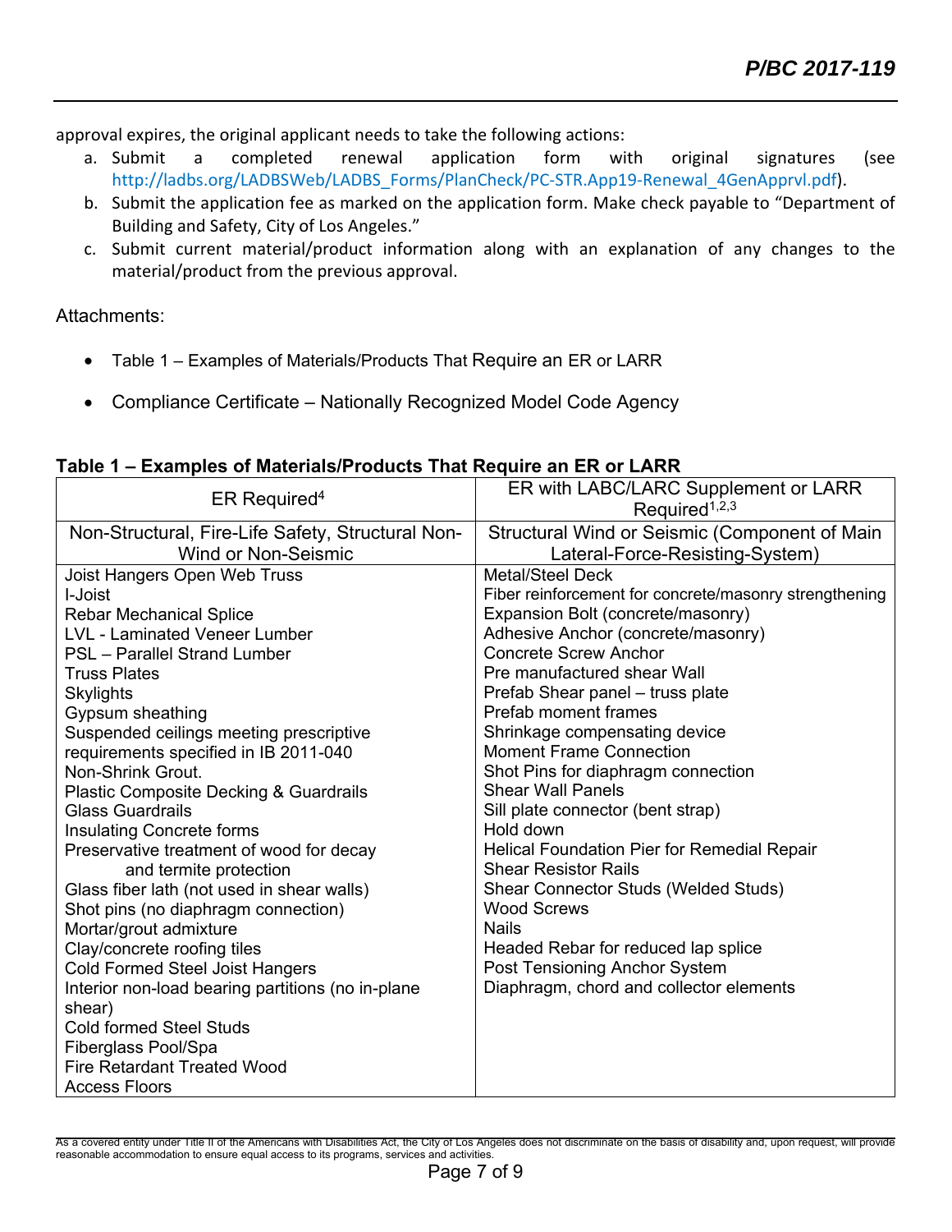approval expires, the original applicant needs to take the following actions:

a. Submit a completed renewal application form with original signatures (see http://ladbs.org/LADBSWeb/LADBS_Forms/PlanCheck/PC-STR.App19-Renewal_4GenApprvl.pdf).
b. Submit the application fee as marked on the application form. Make check payable to "Department of Building and Safety, City of Los Angeles."
c. Submit current material/product information along with an explanation of any changes to the material/product from the previous approval.

Attachments:

- Table 1 – Examples of Materials/Products That Require an ER or LARR
- Compliance Certificate – Nationally Recognized Model Code Agency

**Table 1 – Examples of Materials/Products That Require an ER or LARR**

| ER Required[4] | ER with LABC/LARC Supplement or LARR Required[1,2,3] |
|---|---|
| Non-Structural, Fire-Life Safety, Structural Non-Wind or Non-Seismic | Structural Wind or Seismic (Component of Main Lateral-Force-Resisting-System) |
| Joist Hangers Open Web Truss | Metal/Steel Deck |
| I-Joist | Fiber reinforcement for concrete/masonry strengthening |
| Rebar Mechanical Splice | Expansion Bolt (concrete/masonry) |
| LVL - Laminated Veneer Lumber | Adhesive Anchor (concrete/masonry) |
| PSL – Parallel Strand Lumber | Concrete Screw Anchor |
| Truss Plates | Pre manufactured shear Wall |
| Skylights | Prefab Shear panel – truss plate |
| Gypsum sheathing | Prefab moment frames |
| Suspended ceilings meeting prescriptive requirements specified in IB 2011-040 | Shrinkage compensating device |
| Non-Shrink Grout. | Moment Frame Connection |
| Plastic Composite Decking & Guardrails | Shot Pins for diaphragm connection |
| Glass Guardrails | Shear Wall Panels |
| Insulating Concrete forms | Sill plate connector (bent strap) |
| Preservative treatment of wood for decay and termite protection | Hold down |
| Glass fiber lath (not used in shear walls) | Helical Foundation Pier for Remedial Repair |
| Shot pins (no diaphragm connection) | Shear Resistor Rails |
| Mortar/grout admixture | Shear Connector Studs (Welded Studs) |
| Clay/concrete roofing tiles | Wood Screws |
| Cold Formed Steel Joist Hangers | Nails |
| Interior non-load bearing partitions (no in-plane shear) | Headed Rebar for reduced lap splice |
| Cold formed Steel Studs | Post Tensioning Anchor System |
| Fiberglass Pool/Spa | Diaphragm, chord and collector elements |
| Fire Retardant Treated Wood | |
| Access Floors | |

As a covered entity under Title II of the Americans with Disabilities Act, the City of Los Angeles does not discriminate on the basis of disability and, upon request, will provide reasonable accommodation to ensure equal access to its programs, services and activities.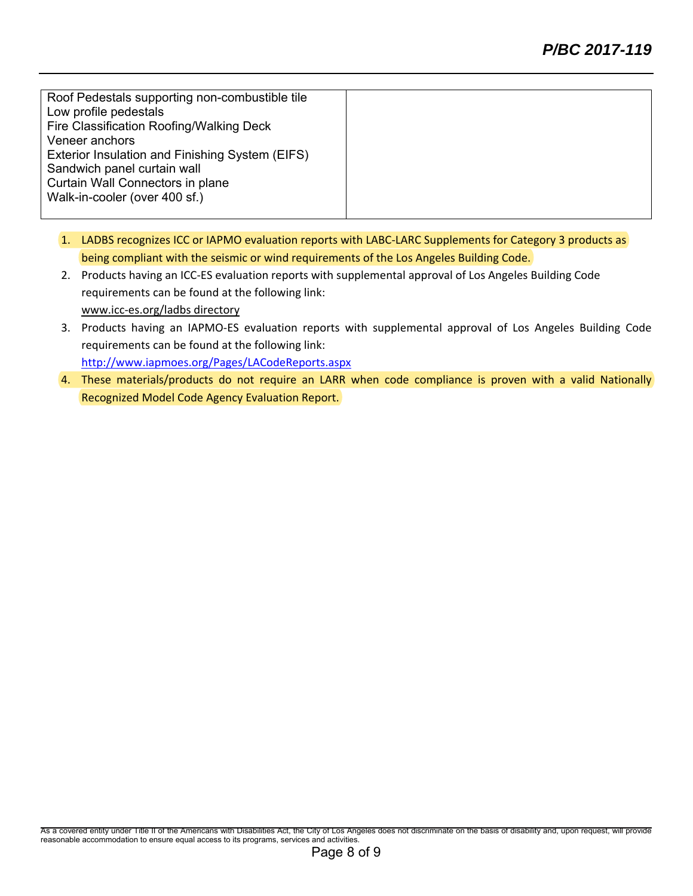| Roof Pedestals supporting non-combustible tile<br>Low profile pedestals<br>Fire Classification Roofing/Walking Deck<br>Veneer anchors<br>Exterior Insulation and Finishing System (EIFS)<br>Sandwich panel curtain wall<br>Curtain Wall Connectors in plane<br>Walk-in-cooler (over 400 sf.) | |
|---|---|

1. LADBS recognizes ICC or IAPMO evaluation reports with LABC-LARC Supplements for Category 3 products as being compliant with the seismic or wind requirements of the Los Angeles Building Code.
2. Products having an ICC-ES evaluation reports with supplemental approval of Los Angeles Building Code requirements can be found at the following link:
   www.icc-es.org/ladbs directory
3. Products having an IAPMO-ES evaluation reports with supplemental approval of Los Angeles Building Code requirements can be found at the following link:
   http://www.iapmoes.org/Pages/LACodeReports.aspx
4. These materials/products do not require an LARR when code compliance is proven with a valid Nationally Recognized Model Code Agency Evaluation Report.

As a covered entity under Title II of the Americans with Disabilities Act, the City of Los Angeles does not discriminate on the basis of disability and, upon request, will provide reasonable accommodation to ensure equal access to its programs, services and activities.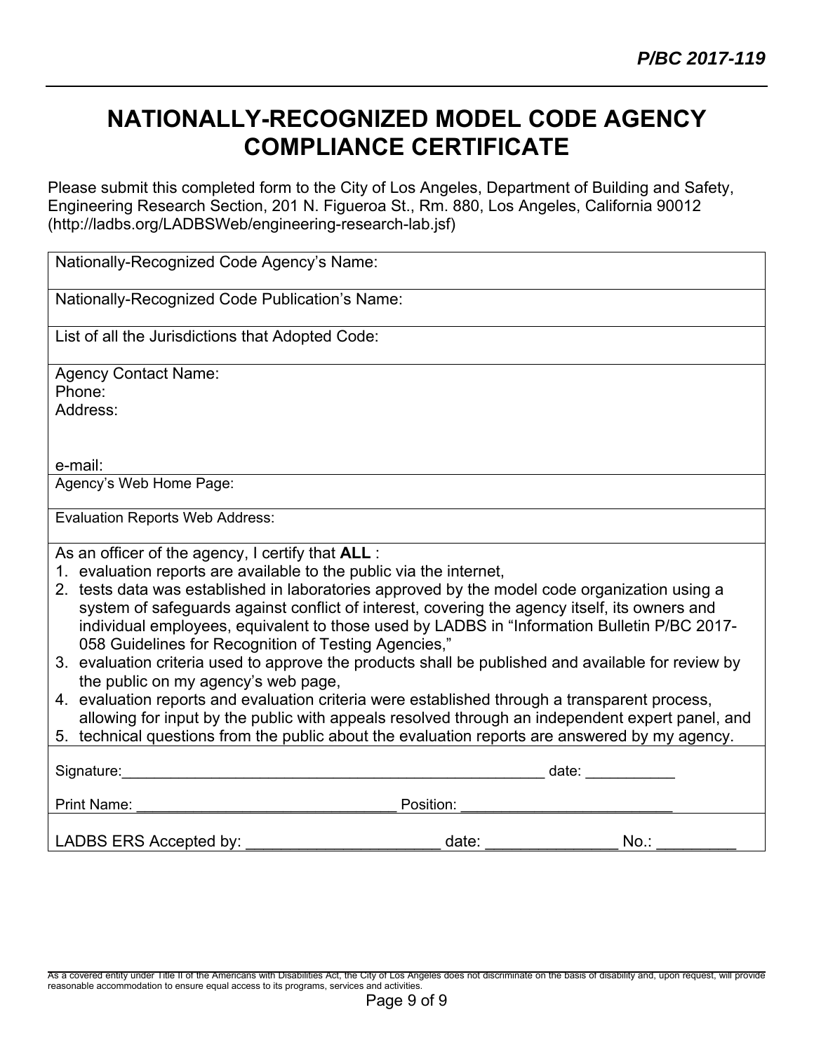# NATIONALLY-RECOGNIZED MODEL CODE AGENCY COMPLIANCE CERTIFICATE

Please submit this completed form to the City of Los Angeles, Department of Building and Safety, Engineering Research Section, 201 N. Figueroa St., Rm. 880, Los Angeles, California 90012 (http://ladbs.org/LADBSWeb/engineering-research-lab.jsf)

| |
|---|
| Nationally-Recognized Code Agency's Name: |
| Nationally-Recognized Code Publication's Name: |
| List of all the Jurisdictions that Adopted Code: |
| Agency Contact Name:<br>Phone:<br>Address:<br><br>e-mail: |
| Agency's Web Home Page: |
| Evaluation Reports Web Address: |
| As an officer of the agency, I certify that **ALL** :<br>1. evaluation reports are available to the public via the internet,<br>2. tests data was established in laboratories approved by the model code organization using a system of safeguards against conflict of interest, covering the agency itself, its owners and individual employees, equivalent to those used by LADBS in "Information Bulletin P/BC 2017-058 Guidelines for Recognition of Testing Agencies,"<br>3. evaluation criteria used to approve the products shall be published and available for review by the public on my agency's web page,<br>4. evaluation reports and evaluation criteria were established through a transparent process, allowing for input by the public with appeals resolved through an independent expert panel, and<br>5. technical questions from the public about the evaluation reports are answered by my agency. |
| Signature:______________________________________________________ date: ___________<br><br>Print Name: ________________________________ Position: __________________________ |
| LADBS ERS Accepted by: ______________________ date: _______________ No.: _________ |

As a covered entity under Title II of the Americans with Disabilities Act, the City of Los Angeles does not discriminate on the basis of disability and, upon request, will provide reasonable accommodation to ensure equal access to its programs, services and activities.